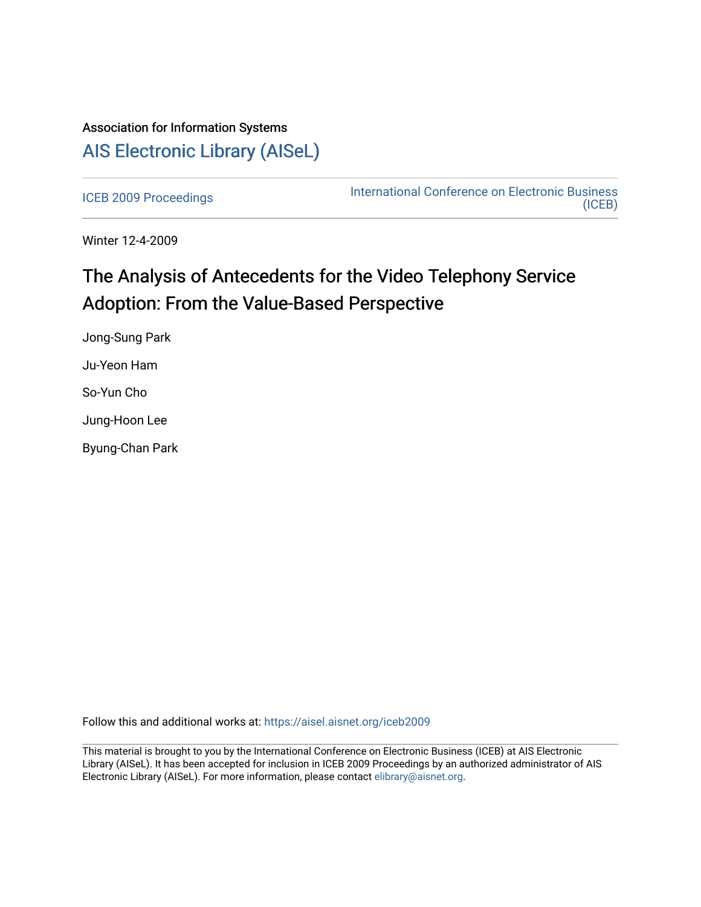Association for Information Systems

# AIS Electronic Library (AISeL)

ICEB 2009 Proceedings

International Conference on Electronic Business (ICEB)

Winter 12-4-2009

# The Analysis of Antecedents for the Video Telephony Service Adoption: From the Value-Based Perspective

Jong-Sung Park

Ju-Yeon Ham

So-Yun Cho

Jung-Hoon Lee

Byung-Chan Park

Follow this and additional works at: https://aisel.aisnet.org/iceb2009

This material is brought to you by the International Conference on Electronic Business (ICEB) at AIS Electronic Library (AISeL). It has been accepted for inclusion in ICEB 2009 Proceedings by an authorized administrator of AIS Electronic Library (AISeL). For more information, please contact elibrary@aisnet.org.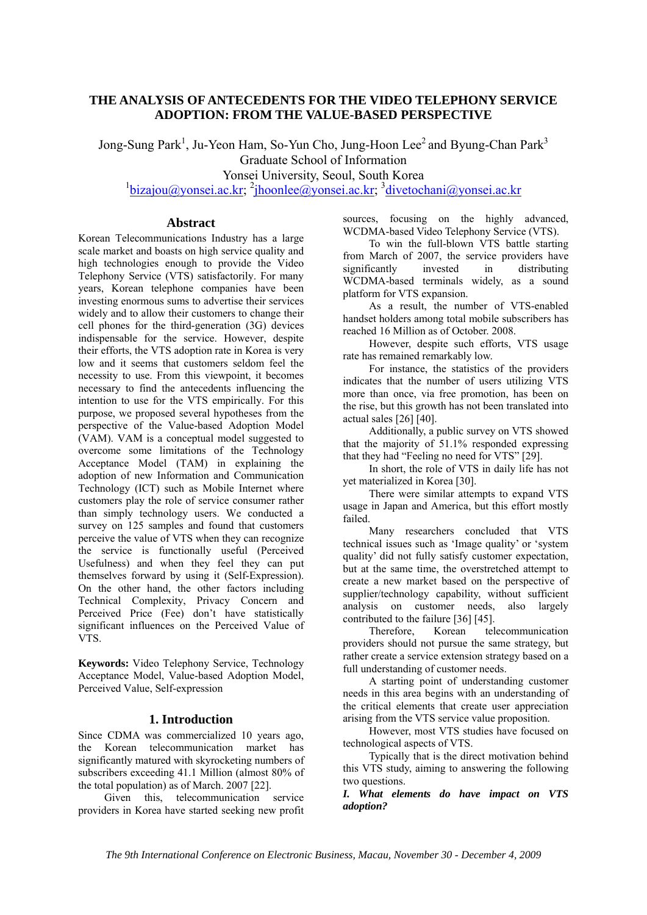# THE ANALYSIS OF ANTECEDENTS FOR THE VIDEO TELEPHONY SERVICE ADOPTION: FROM THE VALUE-BASED PERSPECTIVE

Jong-Sung Park[1], Ju-Yeon Ham, So-Yun Cho, Jung-Hoon Lee[2] and Byung-Chan Park[3]
Graduate School of Information
Yonsei University, Seoul, South Korea
[1]bizajou@yonsei.ac.kr; [2]jhoonlee@yonsei.ac.kr; [3]divetochani@yonsei.ac.kr

## Abstract

Korean Telecommunications Industry has a large scale market and boasts on high service quality and high technologies enough to provide the Video Telephony Service (VTS) satisfactorily. For many years, Korean telephone companies have been investing enormous sums to advertise their services widely and to allow their customers to change their cell phones for the third-generation (3G) devices indispensable for the service. However, despite their efforts, the VTS adoption rate in Korea is very low and it seems that customers seldom feel the necessity to use. From this viewpoint, it becomes necessary to find the antecedents influencing the intention to use for the VTS empirically. For this purpose, we proposed several hypotheses from the perspective of the Value-based Adoption Model (VAM). VAM is a conceptual model suggested to overcome some limitations of the Technology Acceptance Model (TAM) in explaining the adoption of new Information and Communication Technology (ICT) such as Mobile Internet where customers play the role of service consumer rather than simply technology users. We conducted a survey on 125 samples and found that customers perceive the value of VTS when they can recognize the service is functionally useful (Perceived Usefulness) and when they feel they can put themselves forward by using it (Self-Expression). On the other hand, the other factors including Technical Complexity, Privacy Concern and Perceived Price (Fee) don't have statistically significant influences on the Perceived Value of VTS.

**Keywords:** Video Telephony Service, Technology Acceptance Model, Value-based Adoption Model, Perceived Value, Self-expression

## 1. Introduction

Since CDMA was commercialized 10 years ago, the Korean telecommunication market has significantly matured with skyrocketing numbers of subscribers exceeding 41.1 Million (almost 80% of the total population) as of March. 2007 [22].

Given this, telecommunication service providers in Korea have started seeking new profit sources, focusing on the highly advanced, WCDMA-based Video Telephony Service (VTS).

To win the full-blown VTS battle starting from March of 2007, the service providers have significantly invested in distributing WCDMA-based terminals widely, as a sound platform for VTS expansion.

As a result, the number of VTS-enabled handset holders among total mobile subscribers has reached 16 Million as of October. 2008.

However, despite such efforts, VTS usage rate has remained remarkably low.

For instance, the statistics of the providers indicates that the number of users utilizing VTS more than once, via free promotion, has been on the rise, but this growth has not been translated into actual sales [26] [40].

Additionally, a public survey on VTS showed that the majority of 51.1% responded expressing that they had "Feeling no need for VTS" [29].

In short, the role of VTS in daily life has not yet materialized in Korea [30].

There were similar attempts to expand VTS usage in Japan and America, but this effort mostly failed.

Many researchers concluded that VTS technical issues such as 'Image quality' or 'system quality' did not fully satisfy customer expectation, but at the same time, the overstretched attempt to create a new market based on the perspective of supplier/technology capability, without sufficient analysis on customer needs, also largely contributed to the failure [36] [45].

Therefore, Korean telecommunication providers should not pursue the same strategy, but rather create a service extension strategy based on a full understanding of customer needs.

A starting point of understanding customer needs in this area begins with an understanding of the critical elements that create user appreciation arising from the VTS service value proposition.

However, most VTS studies have focused on technological aspects of VTS.

Typically that is the direct motivation behind this VTS study, aiming to answering the following two questions.

***I. What elements do have impact on VTS adoption?***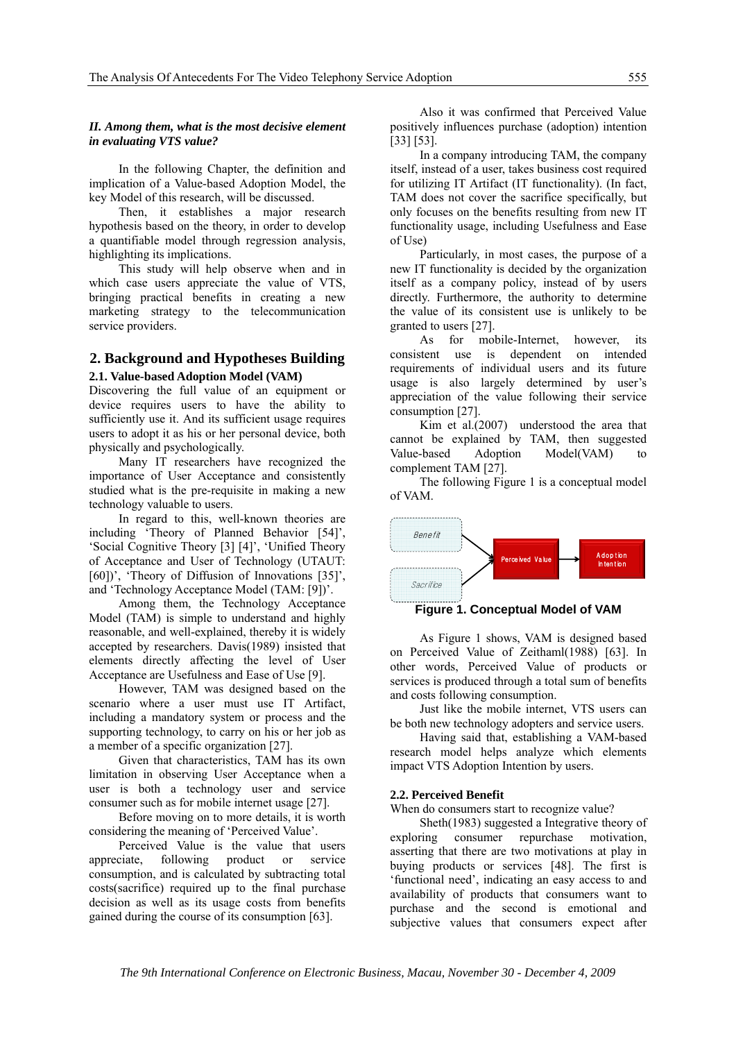***II. Among them, what is the most decisive element in evaluating VTS value?***

In the following Chapter, the definition and implication of a Value-based Adoption Model, the key Model of this research, will be discussed.

Then, it establishes a major research hypothesis based on the theory, in order to develop a quantifiable model through regression analysis, highlighting its implications.

This study will help observe when and in which case users appreciate the value of VTS, bringing practical benefits in creating a new marketing strategy to the telecommunication service providers.

## 2. Background and Hypotheses Building

### 2.1. Value-based Adoption Model (VAM)

Discovering the full value of an equipment or device requires users to have the ability to sufficiently use it. And its sufficient usage requires users to adopt it as his or her personal device, both physically and psychologically.

Many IT researchers have recognized the importance of User Acceptance and consistently studied what is the pre-requisite in making a new technology valuable to users.

In regard to this, well-known theories are including 'Theory of Planned Behavior [54]', 'Social Cognitive Theory [3] [4]', 'Unified Theory of Acceptance and User of Technology (UTAUT: [60])', 'Theory of Diffusion of Innovations [35]', and 'Technology Acceptance Model (TAM: [9])'.

Among them, the Technology Acceptance Model (TAM) is simple to understand and highly reasonable, and well-explained, thereby it is widely accepted by researchers. Davis(1989) insisted that elements directly affecting the level of User Acceptance are Usefulness and Ease of Use [9].

However, TAM was designed based on the scenario where a user must use IT Artifact, including a mandatory system or process and the supporting technology, to carry on his or her job as a member of a specific organization [27].

Given that characteristics, TAM has its own limitation in observing User Acceptance when a user is both a technology user and service consumer such as for mobile internet usage [27].

Before moving on to more details, it is worth considering the meaning of 'Perceived Value'.

Perceived Value is the value that users appreciate, following product or service consumption, and is calculated by subtracting total costs(sacrifice) required up to the final purchase decision as well as its usage costs from benefits gained during the course of its consumption [63].

Also it was confirmed that Perceived Value positively influences purchase (adoption) intention [33] [53].

In a company introducing TAM, the company itself, instead of a user, takes business cost required for utilizing IT Artifact (IT functionality). (In fact, TAM does not cover the sacrifice specifically, but only focuses on the benefits resulting from new IT functionality usage, including Usefulness and Ease of Use)

Particularly, in most cases, the purpose of a new IT functionality is decided by the organization itself as a company policy, instead of by users directly. Furthermore, the authority to determine the value of its consistent use is unlikely to be granted to users [27].

As for mobile-Internet, however, its consistent use is dependent on intended requirements of individual users and its future usage is also largely determined by user's appreciation of the value following their service consumption [27].

Kim et al.(2007) understood the area that cannot be explained by TAM, then suggested Value-based Adoption Model(VAM) to complement TAM [27].

The following Figure 1 is a conceptual model of VAM.

Benefit → Perceived Value → Adoption Intention
Sacrifice → Perceived Value

**Figure 1. Conceptual Model of VAM**

As Figure 1 shows, VAM is designed based on Perceived Value of Zeithaml(1988) [63]. In other words, Perceived Value of products or services is produced through a total sum of benefits and costs following consumption.

Just like the mobile internet, VTS users can be both new technology adopters and service users.

Having said that, establishing a VAM-based research model helps analyze which elements impact VTS Adoption Intention by users.

### 2.2. Perceived Benefit

When do consumers start to recognize value?

Sheth(1983) suggested a Integrative theory of exploring consumer repurchase motivation, asserting that there are two motivations at play in buying products or services [48]. The first is 'functional need', indicating an easy access to and availability of products that consumers want to purchase and the second is emotional and subjective values that consumers expect after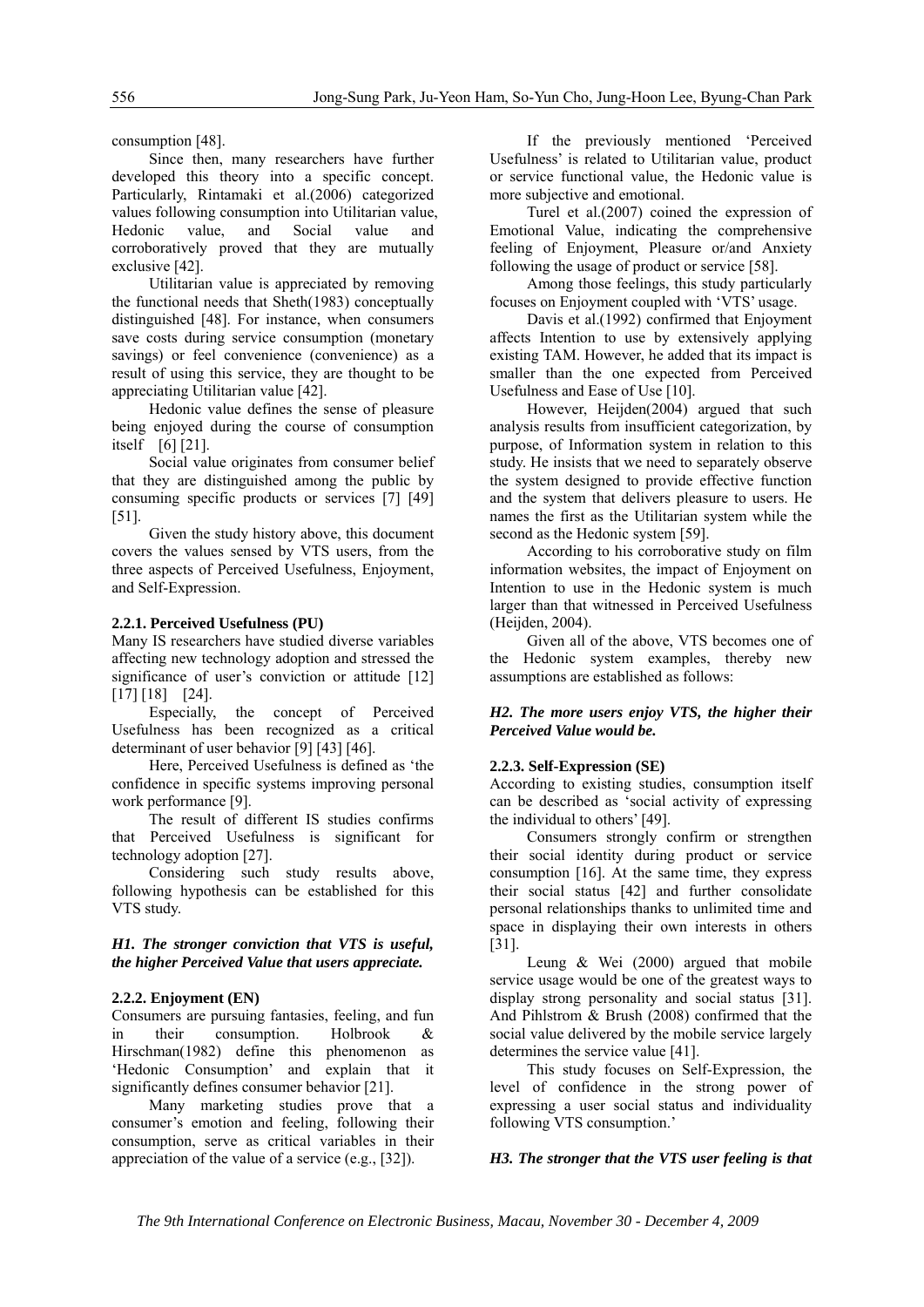consumption [48].

Since then, many researchers have further developed this theory into a specific concept. Particularly, Rintamaki et al.(2006) categorized values following consumption into Utilitarian value, Hedonic value, and Social value and corroboratively proved that they are mutually exclusive [42].

Utilitarian value is appreciated by removing the functional needs that Sheth(1983) conceptually distinguished [48]. For instance, when consumers save costs during service consumption (monetary savings) or feel convenience (convenience) as a result of using this service, they are thought to be appreciating Utilitarian value [42].

Hedonic value defines the sense of pleasure being enjoyed during the course of consumption itself [6] [21].

Social value originates from consumer belief that they are distinguished among the public by consuming specific products or services [7] [49] [51].

Given the study history above, this document covers the values sensed by VTS users, from the three aspects of Perceived Usefulness, Enjoyment, and Self-Expression.

#### 2.2.1. Perceived Usefulness (PU)

Many IS researchers have studied diverse variables affecting new technology adoption and stressed the significance of user's conviction or attitude [12] [17] [18] [24].

Especially, the concept of Perceived Usefulness has been recognized as a critical determinant of user behavior [9] [43] [46].

Here, Perceived Usefulness is defined as 'the confidence in specific systems improving personal work performance [9].

The result of different IS studies confirms that Perceived Usefulness is significant for technology adoption [27].

Considering such study results above, following hypothesis can be established for this VTS study.

***H1. The stronger conviction that VTS is useful, the higher Perceived Value that users appreciate.***

#### 2.2.2. Enjoyment (EN)

Consumers are pursuing fantasies, feeling, and fun in their consumption. Holbrook & Hirschman(1982) define this phenomenon as 'Hedonic Consumption' and explain that it significantly defines consumer behavior [21].

Many marketing studies prove that a consumer's emotion and feeling, following their consumption, serve as critical variables in their appreciation of the value of a service (e.g., [32]).

If the previously mentioned 'Perceived Usefulness' is related to Utilitarian value, product or service functional value, the Hedonic value is more subjective and emotional.

Turel et al.(2007) coined the expression of Emotional Value, indicating the comprehensive feeling of Enjoyment, Pleasure or/and Anxiety following the usage of product or service [58].

Among those feelings, this study particularly focuses on Enjoyment coupled with 'VTS' usage.

Davis et al.(1992) confirmed that Enjoyment affects Intention to use by extensively applying existing TAM. However, he added that its impact is smaller than the one expected from Perceived Usefulness and Ease of Use [10].

However, Heijden(2004) argued that such analysis results from insufficient categorization, by purpose, of Information system in relation to this study. He insists that we need to separately observe the system designed to provide effective function and the system that delivers pleasure to users. He names the first as the Utilitarian system while the second as the Hedonic system [59].

According to his corroborative study on film information websites, the impact of Enjoyment on Intention to use in the Hedonic system is much larger than that witnessed in Perceived Usefulness (Heijden, 2004).

Given all of the above, VTS becomes one of the Hedonic system examples, thereby new assumptions are established as follows:

***H2. The more users enjoy VTS, the higher their Perceived Value would be.***

#### 2.2.3. Self-Expression (SE)

According to existing studies, consumption itself can be described as 'social activity of expressing the individual to others' [49].

Consumers strongly confirm or strengthen their social identity during product or service consumption [16]. At the same time, they express their social status [42] and further consolidate personal relationships thanks to unlimited time and space in displaying their own interests in others [31].

Leung & Wei (2000) argued that mobile service usage would be one of the greatest ways to display strong personality and social status [31]. And Pihlstrom & Brush (2008) confirmed that the social value delivered by the mobile service largely determines the service value [41].

This study focuses on Self-Expression, the level of confidence in the strong power of expressing a user social status and individuality following VTS consumption.'

***H3. The stronger that the VTS user feeling is that***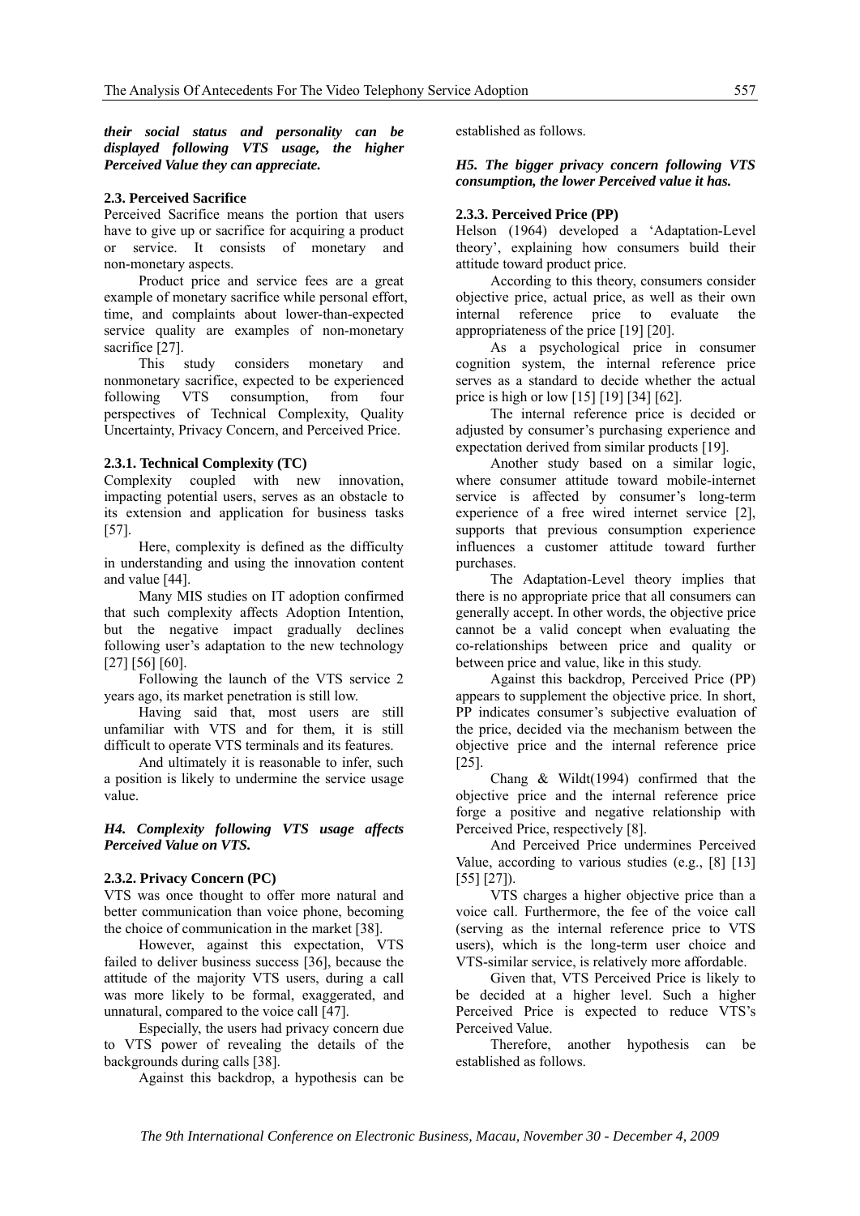***their social status and personality can be displayed following VTS usage, the higher Perceived Value they can appreciate.***

### 2.3. Perceived Sacrifice

Perceived Sacrifice means the portion that users have to give up or sacrifice for acquiring a product or service. It consists of monetary and non-monetary aspects.

Product price and service fees are a great example of monetary sacrifice while personal effort, time, and complaints about lower-than-expected service quality are examples of non-monetary sacrifice [27].

This study considers monetary and nonmonetary sacrifice, expected to be experienced following VTS consumption, from four perspectives of Technical Complexity, Quality Uncertainty, Privacy Concern, and Perceived Price.

#### 2.3.1. Technical Complexity (TC)

Complexity coupled with new innovation, impacting potential users, serves as an obstacle to its extension and application for business tasks [57].

Here, complexity is defined as the difficulty in understanding and using the innovation content and value [44].

Many MIS studies on IT adoption confirmed that such complexity affects Adoption Intention, but the negative impact gradually declines following user's adaptation to the new technology [27] [56] [60].

Following the launch of the VTS service 2 years ago, its market penetration is still low.

Having said that, most users are still unfamiliar with VTS and for them, it is still difficult to operate VTS terminals and its features.

And ultimately it is reasonable to infer, such a position is likely to undermine the service usage value.

***H4. Complexity following VTS usage affects Perceived Value on VTS.***

#### 2.3.2. Privacy Concern (PC)

VTS was once thought to offer more natural and better communication than voice phone, becoming the choice of communication in the market [38].

However, against this expectation, VTS failed to deliver business success [36], because the attitude of the majority VTS users, during a call was more likely to be formal, exaggerated, and unnatural, compared to the voice call [47].

Especially, the users had privacy concern due to VTS power of revealing the details of the backgrounds during calls [38].

Against this backdrop, a hypothesis can be established as follows.

***H5. The bigger privacy concern following VTS consumption, the lower Perceived value it has.***

#### 2.3.3. Perceived Price (PP)

Helson (1964) developed a 'Adaptation-Level theory', explaining how consumers build their attitude toward product price.

According to this theory, consumers consider objective price, actual price, as well as their own internal reference price to evaluate the appropriateness of the price [19] [20].

As a psychological price in consumer cognition system, the internal reference price serves as a standard to decide whether the actual price is high or low [15] [19] [34] [62].

The internal reference price is decided or adjusted by consumer's purchasing experience and expectation derived from similar products [19].

Another study based on a similar logic, where consumer attitude toward mobile-internet service is affected by consumer's long-term experience of a free wired internet service [2], supports that previous consumption experience influences a customer attitude toward further purchases.

The Adaptation-Level theory implies that there is no appropriate price that all consumers can generally accept. In other words, the objective price cannot be a valid concept when evaluating the co-relationships between price and quality or between price and value, like in this study.

Against this backdrop, Perceived Price (PP) appears to supplement the objective price. In short, PP indicates consumer's subjective evaluation of the price, decided via the mechanism between the objective price and the internal reference price [25].

Chang & Wildt(1994) confirmed that the objective price and the internal reference price forge a positive and negative relationship with Perceived Price, respectively [8].

And Perceived Price undermines Perceived Value, according to various studies (e.g., [8] [13] [55] [27]).

VTS charges a higher objective price than a voice call. Furthermore, the fee of the voice call (serving as the internal reference price to VTS users), which is the long-term user choice and VTS-similar service, is relatively more affordable.

Given that, VTS Perceived Price is likely to be decided at a higher level. Such a higher Perceived Price is expected to reduce VTS's Perceived Value.

Therefore, another hypothesis can be established as follows.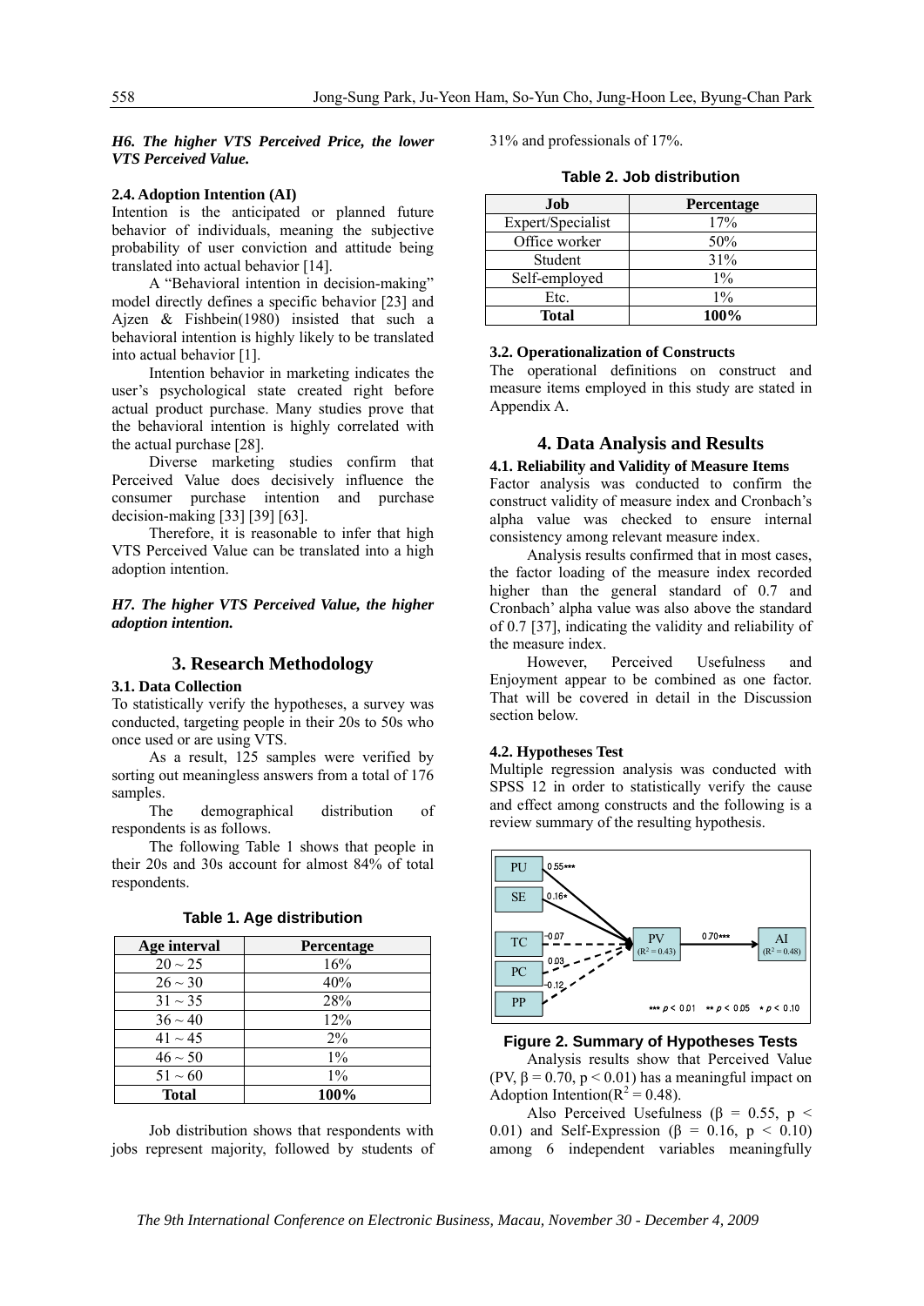***H6. The higher VTS Perceived Price, the lower VTS Perceived Value.***

#### 2.4. Adoption Intention (AI)

Intention is the anticipated or planned future behavior of individuals, meaning the subjective probability of user conviction and attitude being translated into actual behavior [14].

A "Behavioral intention in decision-making" model directly defines a specific behavior [23] and Ajzen & Fishbein(1980) insisted that such a behavioral intention is highly likely to be translated into actual behavior [1].

Intention behavior in marketing indicates the user's psychological state created right before actual product purchase. Many studies prove that the behavioral intention is highly correlated with the actual purchase [28].

Diverse marketing studies confirm that Perceived Value does decisively influence the consumer purchase intention and purchase decision-making [33] [39] [63].

Therefore, it is reasonable to infer that high VTS Perceived Value can be translated into a high adoption intention.

***H7. The higher VTS Perceived Value, the higher adoption intention.***

## 3. Research Methodology

#### 3.1. Data Collection

To statistically verify the hypotheses, a survey was conducted, targeting people in their 20s to 50s who once used or are using VTS.

As a result, 125 samples were verified by sorting out meaningless answers from a total of 176 samples.

The demographical distribution of respondents is as follows.

The following Table 1 shows that people in their 20s and 30s account for almost 84% of total respondents.

**Table 1. Age distribution**

| Age interval | Percentage |
|---|---|
| 20 ~ 25 | 16% |
| 26 ~ 30 | 40% |
| 31 ~ 35 | 28% |
| 36 ~ 40 | 12% |
| 41 ~ 45 | 2% |
| 46 ~ 50 | 1% |
| 51 ~ 60 | 1% |
| **Total** | **100%** |

Job distribution shows that respondents with jobs represent majority, followed by students of 31% and professionals of 17%.

**Table 2. Job distribution**

| Job | Percentage |
|---|---|
| Expert/Specialist | 17% |
| Office worker | 50% |
| Student | 31% |
| Self-employed | 1% |
| Etc. | 1% |
| **Total** | **100%** |

#### 3.2. Operationalization of Constructs

The operational definitions on construct and measure items employed in this study are stated in Appendix A.

## 4. Data Analysis and Results

#### 4.1. Reliability and Validity of Measure Items

Factor analysis was conducted to confirm the construct validity of measure index and Cronbach's alpha value was checked to ensure internal consistency among relevant measure index.

Analysis results confirmed that in most cases, the factor loading of the measure index recorded higher than the general standard of 0.7 and Cronbach' alpha value was also above the standard of 0.7 [37], indicating the validity and reliability of the measure index.

However, Perceived Usefulness and Enjoyment appear to be combined as one factor. That will be covered in detail in the Discussion section below.

#### 4.2. Hypotheses Test

Multiple regression analysis was conducted with SPSS 12 in order to statistically verify the cause and effect among constructs and the following is a review summary of the resulting hypothesis.

PU → PV: 0.55***; SE → PV: 0.16*; TC → PV: -0.07; PC → PV: 0.03; PP → PV: -0.12; PV ($R^2 = 0.43$) → AI ($R^2 = 0.48$): 0.70***

*** $p < 0.01$ ** $p < 0.05$ * $p < 0.10$

**Figure 2. Summary of Hypotheses Tests**

Analysis results show that Perceived Value (PV, $\beta = 0.70$, $p < 0.01$) has a meaningful impact on Adoption Intention($R^2 = 0.48$).

Also Perceived Usefulness ($\beta = 0.55$, $p < 0.01$) and Self-Expression ($\beta = 0.16$, $p < 0.10$) among 6 independent variables meaningfully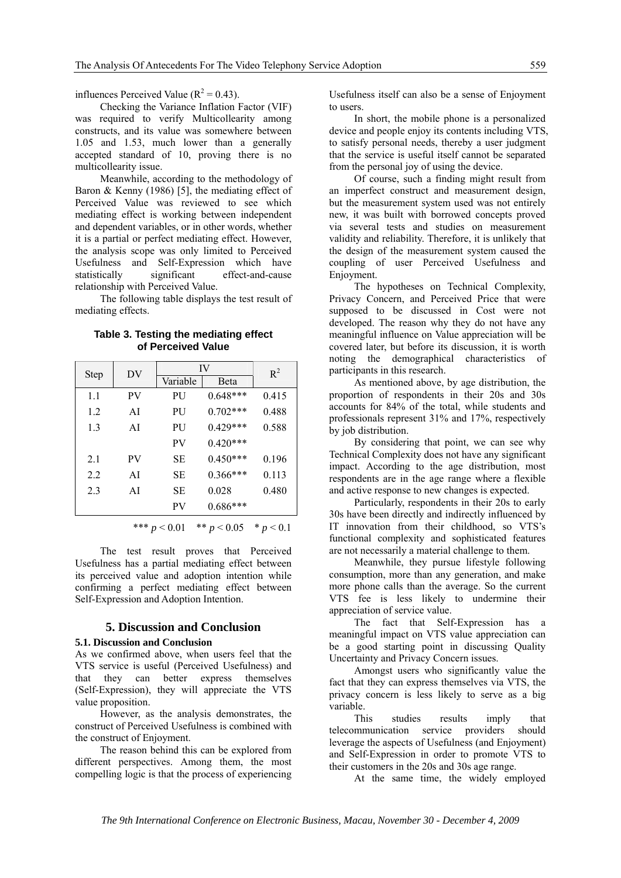influences Perceived Value ($R^2 = 0.43$).

Checking the Variance Inflation Factor (VIF) was required to verify Multicollearity among constructs, and its value was somewhere between 1.05 and 1.53, much lower than a generally accepted standard of 10, proving there is no multicollearity issue.

Meanwhile, according to the methodology of Baron & Kenny (1986) [5], the mediating effect of Perceived Value was reviewed to see which mediating effect is working between independent and dependent variables, or in other words, whether it is a partial or perfect mediating effect. However, the analysis scope was only limited to Perceived Usefulness and Self-Expression which have statistically significant effect-and-cause relationship with Perceived Value.

The following table displays the test result of mediating effects.

**Table 3. Testing the mediating effect of Perceived Value**

| Step | DV | IV | | $R^2$ |
|---|---|---|---|---|
| | | Variable | Beta | |
| 1.1 | PV | PU | 0.648*** | 0.415 |
| 1.2 | AI | PU | 0.702*** | 0.488 |
| 1.3 | AI | PU | 0.429*** | 0.588 |
| | | PV | 0.420*** | |
| 2.1 | PV | SE | 0.450*** | 0.196 |
| 2.2 | AI | SE | 0.366*** | 0.113 |
| 2.3 | AI | SE | 0.028 | 0.480 |
| | | PV | 0.686*** | |

*** $p < 0.01$ ** $p < 0.05$ * $p < 0.1$

The test result proves that Perceived Usefulness has a partial mediating effect between its perceived value and adoption intention while confirming a perfect mediating effect between Self-Expression and Adoption Intention.

## 5. Discussion and Conclusion

### 5.1. Discussion and Conclusion

As we confirmed above, when users feel that the VTS service is useful (Perceived Usefulness) and that they can better express themselves (Self-Expression), they will appreciate the VTS value proposition.

However, as the analysis demonstrates, the construct of Perceived Usefulness is combined with the construct of Enjoyment.

The reason behind this can be explored from different perspectives. Among them, the most compelling logic is that the process of experiencing Usefulness itself can also be a sense of Enjoyment to users.

In short, the mobile phone is a personalized device and people enjoy its contents including VTS, to satisfy personal needs, thereby a user judgment that the service is useful itself cannot be separated from the personal joy of using the device.

Of course, such a finding might result from an imperfect construct and measurement design, but the measurement system used was not entirely new, it was built with borrowed concepts proved via several tests and studies on measurement validity and reliability. Therefore, it is unlikely that the design of the measurement system caused the coupling of user Perceived Usefulness and Enjoyment.

The hypotheses on Technical Complexity, Privacy Concern, and Perceived Price that were supposed to be discussed in Cost were not developed. The reason why they do not have any meaningful influence on Value appreciation will be covered later, but before its discussion, it is worth noting the demographical characteristics of participants in this research.

As mentioned above, by age distribution, the proportion of respondents in their 20s and 30s accounts for 84% of the total, while students and professionals represent 31% and 17%, respectively by job distribution.

By considering that point, we can see why Technical Complexity does not have any significant impact. According to the age distribution, most respondents are in the age range where a flexible and active response to new changes is expected.

Particularly, respondents in their 20s to early 30s have been directly and indirectly influenced by IT innovation from their childhood, so VTS's functional complexity and sophisticated features are not necessarily a material challenge to them.

Meanwhile, they pursue lifestyle following consumption, more than any generation, and make more phone calls than the average. So the current VTS fee is less likely to undermine their appreciation of service value.

The fact that Self-Expression has a meaningful impact on VTS value appreciation can be a good starting point in discussing Quality Uncertainty and Privacy Concern issues.

Amongst users who significantly value the fact that they can express themselves via VTS, the privacy concern is less likely to serve as a big variable.

This studies results imply that telecommunication service providers should leverage the aspects of Usefulness (and Enjoyment) and Self-Expression in order to promote VTS to their customers in the 20s and 30s age range.

At the same time, the widely employed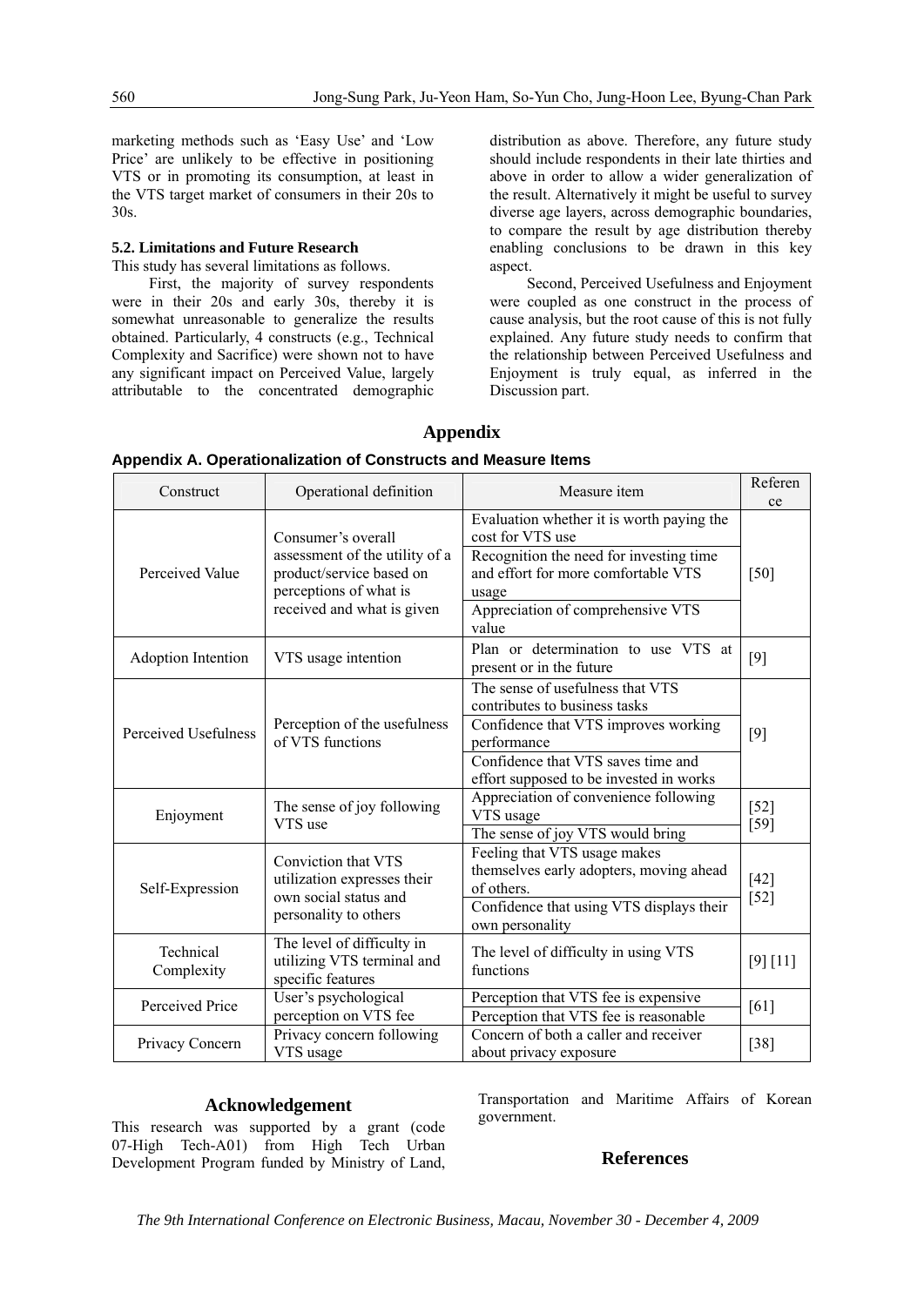marketing methods such as 'Easy Use' and 'Low Price' are unlikely to be effective in positioning VTS or in promoting its consumption, at least in the VTS target market of consumers in their 20s to 30s.

### 5.2. Limitations and Future Research

This study has several limitations as follows.

First, the majority of survey respondents were in their 20s and early 30s, thereby it is somewhat unreasonable to generalize the results obtained. Particularly, 4 constructs (e.g., Technical Complexity and Sacrifice) were shown not to have any significant impact on Perceived Value, largely attributable to the concentrated demographic distribution as above. Therefore, any future study should include respondents in their late thirties and above in order to allow a wider generalization of the result. Alternatively it might be useful to survey diverse age layers, across demographic boundaries, to compare the result by age distribution thereby enabling conclusions to be drawn in this key aspect.

Second, Perceived Usefulness and Enjoyment were coupled as one construct in the process of cause analysis, but the root cause of this is not fully explained. Any future study needs to confirm that the relationship between Perceived Usefulness and Enjoyment is truly equal, as inferred in the Discussion part.

## Appendix

**Appendix A. Operationalization of Constructs and Measure Items**

| Construct | Operational definition | Measure item | Reference |
|---|---|---|---|
| Perceived Value | Consumer's overall assessment of the utility of a product/service based on perceptions of what is received and what is given | Evaluation whether it is worth paying the cost for VTS use | [50] |
| | | Recognition the need for investing time and effort for more comfortable VTS usage | |
| | | Appreciation of comprehensive VTS value | |
| Adoption Intention | VTS usage intention | Plan or determination to use VTS at present or in the future | [9] |
| Perceived Usefulness | Perception of the usefulness of VTS functions | The sense of usefulness that VTS contributes to business tasks | [9] |
| | | Confidence that VTS improves working performance | |
| | | Confidence that VTS saves time and effort supposed to be invested in works | |
| Enjoyment | The sense of joy following VTS use | Appreciation of convenience following VTS usage | [52] [59] |
| | | The sense of joy VTS would bring | |
| Self-Expression | Conviction that VTS utilization expresses their own social status and personality to others | Feeling that VTS usage makes themselves early adopters, moving ahead of others. | [42] [52] |
| | | Confidence that using VTS displays their own personality | |
| Technical Complexity | The level of difficulty in utilizing VTS terminal and specific features | The level of difficulty in using VTS functions | [9] [11] |
| Perceived Price | User's psychological perception on VTS fee | Perception that VTS fee is expensive | [61] |
| | | Perception that VTS fee is reasonable | |
| Privacy Concern | Privacy concern following VTS usage | Concern of both a caller and receiver about privacy exposure | [38] |

## Acknowledgement

This research was supported by a grant (code 07-High Tech-A01) from High Tech Urban Development Program funded by Ministry of Land, Transportation and Maritime Affairs of Korean government.

## References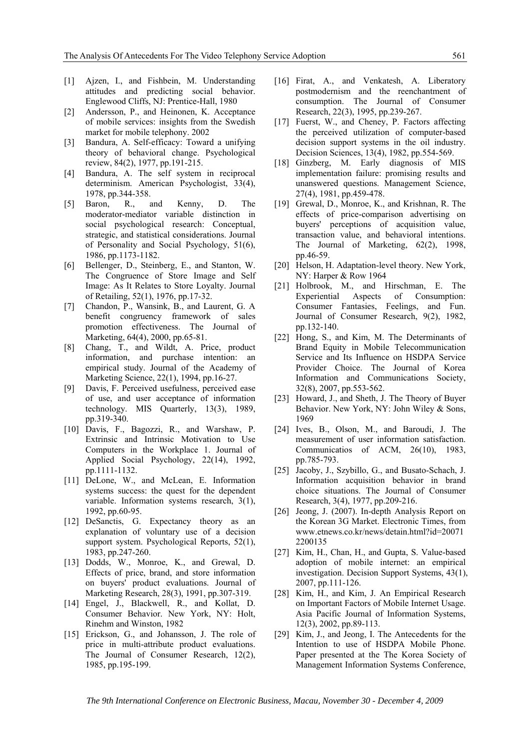[1] Ajzen, I., and Fishbein, M. Understanding attitudes and predicting social behavior. Englewood Cliffs, NJ: Prentice-Hall, 1980

[2] Andersson, P., and Heinonen, K. Acceptance of mobile services: insights from the Swedish market for mobile telephony. 2002

[3] Bandura, A. Self-efficacy: Toward a unifying theory of behavioral change. Psychological review, 84(2), 1977, pp.191-215.

[4] Bandura, A. The self system in reciprocal determinism. American Psychologist, 33(4), 1978, pp.344-358.

[5] Baron, R., and Kenny, D. The moderator-mediator variable distinction in social psychological research: Conceptual, strategic, and statistical considerations. Journal of Personality and Social Psychology, 51(6), 1986, pp.1173-1182.

[6] Bellenger, D., Steinberg, E., and Stanton, W. The Congruence of Store Image and Self Image: As It Relates to Store Loyalty. Journal of Retailing, 52(1), 1976, pp.17-32.

[7] Chandon, P., Wansink, B., and Laurent, G. A benefit congruency framework of sales promotion effectiveness. The Journal of Marketing, 64(4), 2000, pp.65-81.

[8] Chang, T., and Wildt, A. Price, product information, and purchase intention: an empirical study. Journal of the Academy of Marketing Science, 22(1), 1994, pp.16-27.

[9] Davis, F. Perceived usefulness, perceived ease of use, and user acceptance of information technology. MIS Quarterly, 13(3), 1989, pp.319-340.

[10] Davis, F., Bagozzi, R., and Warshaw, P. Extrinsic and Intrinsic Motivation to Use Computers in the Workplace 1. Journal of Applied Social Psychology, 22(14), 1992, pp.1111-1132.

[11] DeLone, W., and McLean, E. Information systems success: the quest for the dependent variable. Information systems research, 3(1), 1992, pp.60-95.

[12] DeSanctis, G. Expectancy theory as an explanation of voluntary use of a decision support system. Psychological Reports, 52(1), 1983, pp.247-260.

[13] Dodds, W., Monroe, K., and Grewal, D. Effects of price, brand, and store information on buyers' product evaluations. Journal of Marketing Research, 28(3), 1991, pp.307-319.

[14] Engel, J., Blackwell, R., and Kollat, D. Consumer Behavior. New York, NY: Holt, Rinehm and Winston, 1982

[15] Erickson, G., and Johansson, J. The role of price in multi-attribute product evaluations. The Journal of Consumer Research, 12(2), 1985, pp.195-199.

[16] Firat, A., and Venkatesh, A. Liberatory postmodernism and the reenchantment of consumption. The Journal of Consumer Research, 22(3), 1995, pp.239-267.

[17] Fuerst, W., and Cheney, P. Factors affecting the perceived utilization of computer-based decision support systems in the oil industry. Decision Sciences, 13(4), 1982, pp.554-569.

[18] Ginzberg, M. Early diagnosis of MIS implementation failure: promising results and unanswered questions. Management Science, 27(4), 1981, pp.459-478.

[19] Grewal, D., Monroe, K., and Krishnan, R. The effects of price-comparison advertising on buyers' perceptions of acquisition value, transaction value, and behavioral intentions. The Journal of Marketing, 62(2), 1998, pp.46-59.

[20] Helson, H. Adaptation-level theory. New York, NY: Harper & Row 1964

[21] Holbrook, M., and Hirschman, E. The Experiential Aspects of Consumption: Consumer Fantasies, Feelings, and Fun. Journal of Consumer Research, 9(2), 1982, pp.132-140.

[22] Hong, S., and Kim, M. The Determinants of Brand Equity in Mobile Telecommunication Service and Its Influence on HSDPA Service Provider Choice. The Journal of Korea Information and Communications Society, 32(8), 2007, pp.553-562.

[23] Howard, J., and Sheth, J. The Theory of Buyer Behavior. New York, NY: John Wiley & Sons, 1969

[24] Ives, B., Olson, M., and Baroudi, J. The measurement of user information satisfaction. Communicatios of ACM, 26(10), 1983, pp.785-793.

[25] Jacoby, J., Szybillo, G., and Busato-Schach, J. Information acquisition behavior in brand choice situations. The Journal of Consumer Research, 3(4), 1977, pp.209-216.

[26] Jeong, J. (2007). In-depth Analysis Report on the Korean 3G Market. Electronic Times, from www.etnews.co.kr/news/detain.html?id=200712200135

[27] Kim, H., Chan, H., and Gupta, S. Value-based adoption of mobile internet: an empirical investigation. Decision Support Systems, 43(1), 2007, pp.111-126.

[28] Kim, H., and Kim, J. An Empirical Research on Important Factors of Mobile Internet Usage. Asia Pacific Journal of Information Systems, 12(3), 2002, pp.89-113.

[29] Kim, J., and Jeong, I. The Antecedents for the Intention to use of HSDPA Mobile Phone. Paper presented at the The Korea Society of Management Information Systems Conference,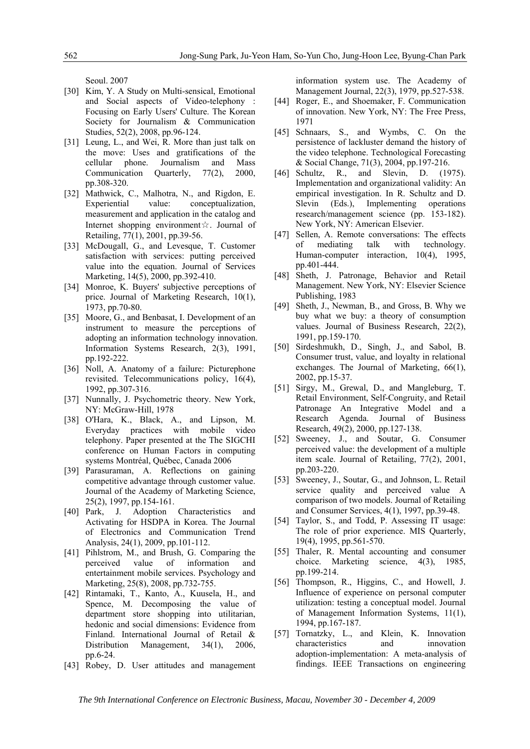Seoul. 2007

[30] Kim, Y. A Study on Multi-sensical, Emotional and Social aspects of Video-telephony : Focusing on Early Users' Culture. The Korean Society for Journalism & Communication Studies, 52(2), 2008, pp.96-124.

[31] Leung, L., and Wei, R. More than just talk on the move: Uses and gratifications of the cellular phone. Journalism and Mass Communication Quarterly, 77(2), 2000, pp.308-320.

[32] Mathwick, C., Malhotra, N., and Rigdon, E. Experiential value: conceptualization, measurement and application in the catalog and Internet shopping environment☆. Journal of Retailing, 77(1), 2001, pp.39-56.

[33] McDougall, G., and Levesque, T. Customer satisfaction with services: putting perceived value into the equation. Journal of Services Marketing, 14(5), 2000, pp.392-410.

[34] Monroe, K. Buyers' subjective perceptions of price. Journal of Marketing Research, 10(1), 1973, pp.70-80.

[35] Moore, G., and Benbasat, I. Development of an instrument to measure the perceptions of adopting an information technology innovation. Information Systems Research, 2(3), 1991, pp.192-222.

[36] Noll, A. Anatomy of a failure: Picturephone revisited. Telecommunications policy, 16(4), 1992, pp.307-316.

[37] Nunnally, J. Psychometric theory. New York, NY: McGraw-Hill, 1978

[38] O'Hara, K., Black, A., and Lipson, M. Everyday practices with mobile video telephony. Paper presented at the The SIGCHI conference on Human Factors in computing systems Montréal, Québec, Canada 2006

[39] Parasuraman, A. Reflections on gaining competitive advantage through customer value. Journal of the Academy of Marketing Science, 25(2), 1997, pp.154-161.

[40] Park, J. Adoption Characteristics and Activating for HSDPA in Korea. The Journal of Electronics and Communication Trend Analysis, 24(1), 2009, pp.101-112.

[41] Pihlstrom, M., and Brush, G. Comparing the perceived value of information and entertainment mobile services. Psychology and Marketing, 25(8), 2008, pp.732-755.

[42] Rintamaki, T., Kanto, A., Kuusela, H., and Spence, M. Decomposing the value of department store shopping into utilitarian, hedonic and social dimensions: Evidence from Finland. International Journal of Retail & Distribution Management, 34(1), 2006, pp.6-24.

[43] Robey, D. User attitudes and management information system use. The Academy of Management Journal, 22(3), 1979, pp.527-538.

[44] Roger, E., and Shoemaker, F. Communication of innovation. New York, NY: The Free Press, 1971

[45] Schnaars, S., and Wymbs, C. On the persistence of lackluster demand the history of the video telephone. Technological Forecasting & Social Change, 71(3), 2004, pp.197-216.

[46] Schultz, R., and Slevin, D. (1975). Implementation and organizational validity: An empirical investigation. In R. Schultz and D. Slevin (Eds.), Implementing operations research/management science (pp. 153-182). New York, NY: American Elsevier.

[47] Sellen, A. Remote conversations: The effects of mediating talk with technology. Human-computer interaction, 10(4), 1995, pp.401-444.

[48] Sheth, J. Patronage, Behavior and Retail Management. New York, NY: Elsevier Science Publishing, 1983

[49] Sheth, J., Newman, B., and Gross, B. Why we buy what we buy: a theory of consumption values. Journal of Business Research, 22(2), 1991, pp.159-170.

[50] Sirdeshmukh, D., Singh, J., and Sabol, B. Consumer trust, value, and loyalty in relational exchanges. The Journal of Marketing, 66(1), 2002, pp.15-37.

[51] Sirgy, M., Grewal, D., and Mangleburg, T. Retail Environment, Self-Congruity, and Retail Patronage An Integrative Model and a Research Agenda. Journal of Business Research, 49(2), 2000, pp.127-138.

[52] Sweeney, J., and Soutar, G. Consumer perceived value: the development of a multiple item scale. Journal of Retailing, 77(2), 2001, pp.203-220.

[53] Sweeney, J., Soutar, G., and Johnson, L. Retail service quality and perceived value A comparison of two models. Journal of Retailing and Consumer Services, 4(1), 1997, pp.39-48.

[54] Taylor, S., and Todd, P. Assessing IT usage: The role of prior experience. MIS Quarterly, 19(4), 1995, pp.561-570.

[55] Thaler, R. Mental accounting and consumer choice. Marketing science, 4(3), 1985, pp.199-214.

[56] Thompson, R., Higgins, C., and Howell, J. Influence of experience on personal computer utilization: testing a conceptual model. Journal of Management Information Systems, 11(1), 1994, pp.167-187.

[57] Tornatzky, L., and Klein, K. Innovation characteristics and innovation adoption-implementation: A meta-analysis of findings. IEEE Transactions on engineering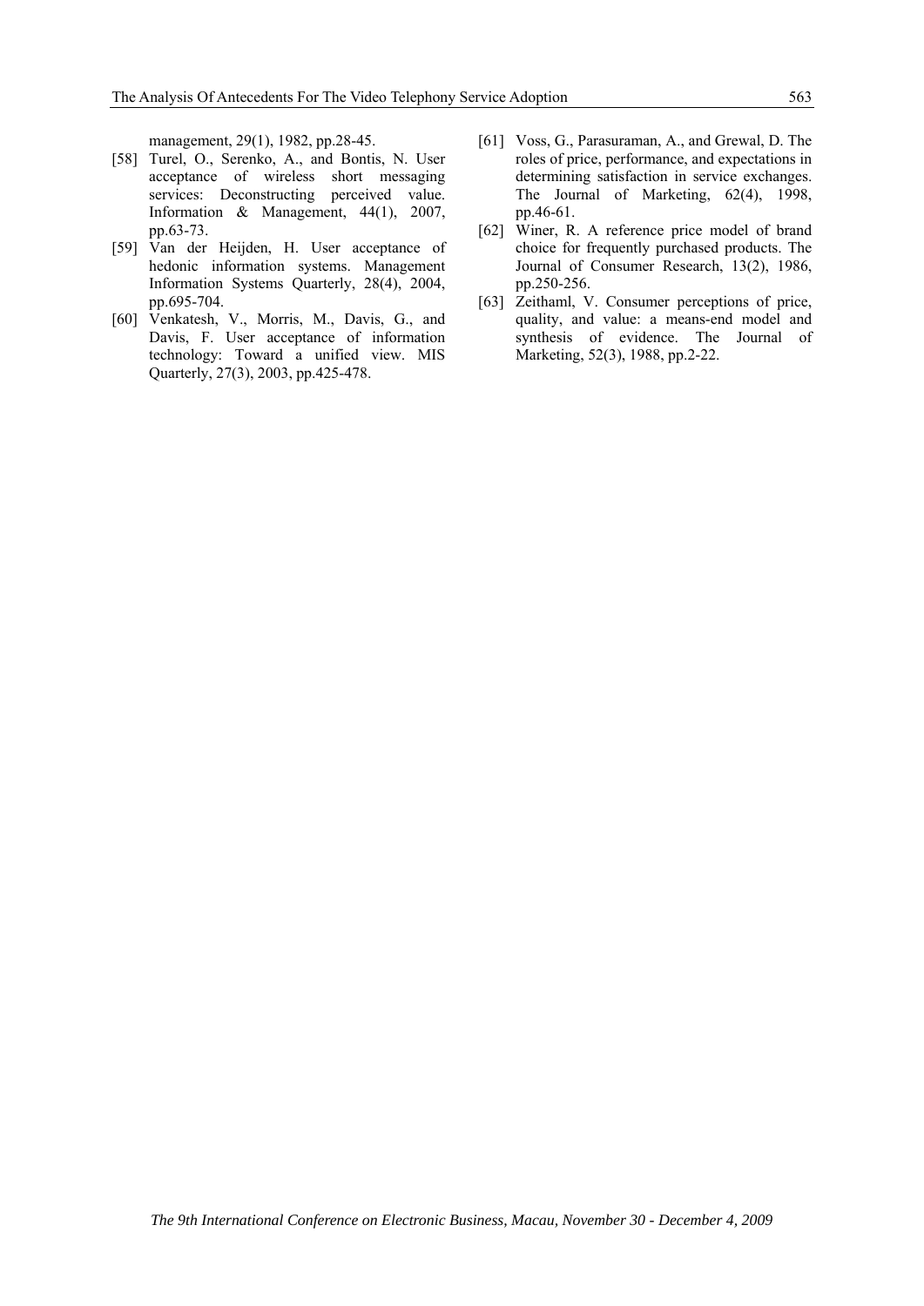management, 29(1), 1982, pp.28-45.

[58] Turel, O., Serenko, A., and Bontis, N. User acceptance of wireless short messaging services: Deconstructing perceived value. Information & Management, 44(1), 2007, pp.63-73.

[59] Van der Heijden, H. User acceptance of hedonic information systems. Management Information Systems Quarterly, 28(4), 2004, pp.695-704.

[60] Venkatesh, V., Morris, M., Davis, G., and Davis, F. User acceptance of information technology: Toward a unified view. MIS Quarterly, 27(3), 2003, pp.425-478.

[61] Voss, G., Parasuraman, A., and Grewal, D. The roles of price, performance, and expectations in determining satisfaction in service exchanges. The Journal of Marketing, 62(4), 1998, pp.46-61.

[62] Winer, R. A reference price model of brand choice for frequently purchased products. The Journal of Consumer Research, 13(2), 1986, pp.250-256.

[63] Zeithaml, V. Consumer perceptions of price, quality, and value: a means-end model and synthesis of evidence. The Journal of Marketing, 52(3), 1988, pp.2-22.